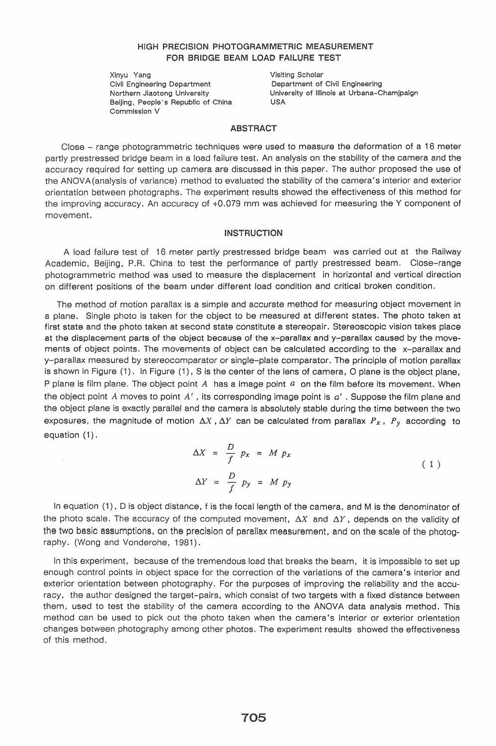# HIGH PRECISION PHOTOGRAMMETRIC MEASUREMENT FOR BRIDGE BEAM LOAD FAILURE TEST

Xinyu Yang
Civil Engineering Department
Northern Jiaotong University
Beijing, People's Republic of China
Commission V

Visiting Scholar
Department of Civil Engineering
University of Illinois at Urbana-Chamjpaign
USA

## ABSTRACT

Close - range photogrammetric techniques were used to measure the deformation of a 16 meter partly prestressed bridge beam in a load failure test. An analysis on the stability of the camera and the accuracy required for setting up camera are discussed in this paper. The author proposed the use of the ANOVA(analysis of variance) method to evaluated the stability of the camera's interior and exterior orientation between photographs. The experiment results showed the effectiveness of this method for the improving accuracy. An accuracy of +0.079 mm was achieved for measuring the Y component of movement.

## INSTRUCTION

A load failure test of 16 meter partly prestressed bridge beam was carried out at the Railway Academic, Beijing, P.R. China to test the performance of partly prestressed beam. Close-range photogrammetric method was used to measure the displacement in horizontal and vertical direction on different positions of the beam under different load condition and critical broken condition.

The method of motion parallax is a simple and accurate method for measuring object movement in a plane. Single photo is taken for the object to be measured at different states. The photo taken at first state and the photo taken at second state constitute a stereopair. Stereoscopic vision takes place at the displacement parts of the object because of the x-parallax and y-parallax caused by the movements of object points. The movements of object can be calculated according to the x-parallax and y-parallax measured by stereocomparator or single-plate comparator. The principle of motion parallax is shown in Figure (1). In Figure (1), S is the center of the lens of camera, O plane is the object plane, P plane is film plane. The object point $A$ has a image point $a$ on the film before its movement. When the object point $A$ moves to point $A'$, its corresponding image point is $a'$. Suppose the film plane and the object plane is exactly parallel and the camera is absolutely stable during the time between the two exposures, the magnitude of motion $\Delta X$, $\Delta Y$ can be calculated from parallax $P_x$, $P_y$ according to equation (1).

$$\Delta X = \frac{D}{f} p_x = M p_x$$
$$\Delta Y = \frac{D}{f} p_y = M p_y \qquad (1)$$

In equation (1), D is object distance, f is the focal length of the camera, and M is the denominator of the photo scale. The accuracy of the computed movement, $\Delta X$ and $\Delta Y$, depends on the validity of the two basic assumptions, on the precision of parallax measurement, and on the scale of the photography. (Wong and Vonderohe, 1981).

In this experiment, because of the tremendous load that breaks the beam, it is impossible to set up enough control points in object space for the correction of the variations of the camera's interior and exterior orientation between photography. For the purposes of improving the reliability and the accuracy, the author designed the target-pairs, which consist of two targets with a fixed distance between them, used to test the stability of the camera according to the ANOVA data analysis method. This method can be used to pick out the photo taken when the camera's interior or exterior orientation changes between photography among other photos. The experiment results showed the effectiveness of this method.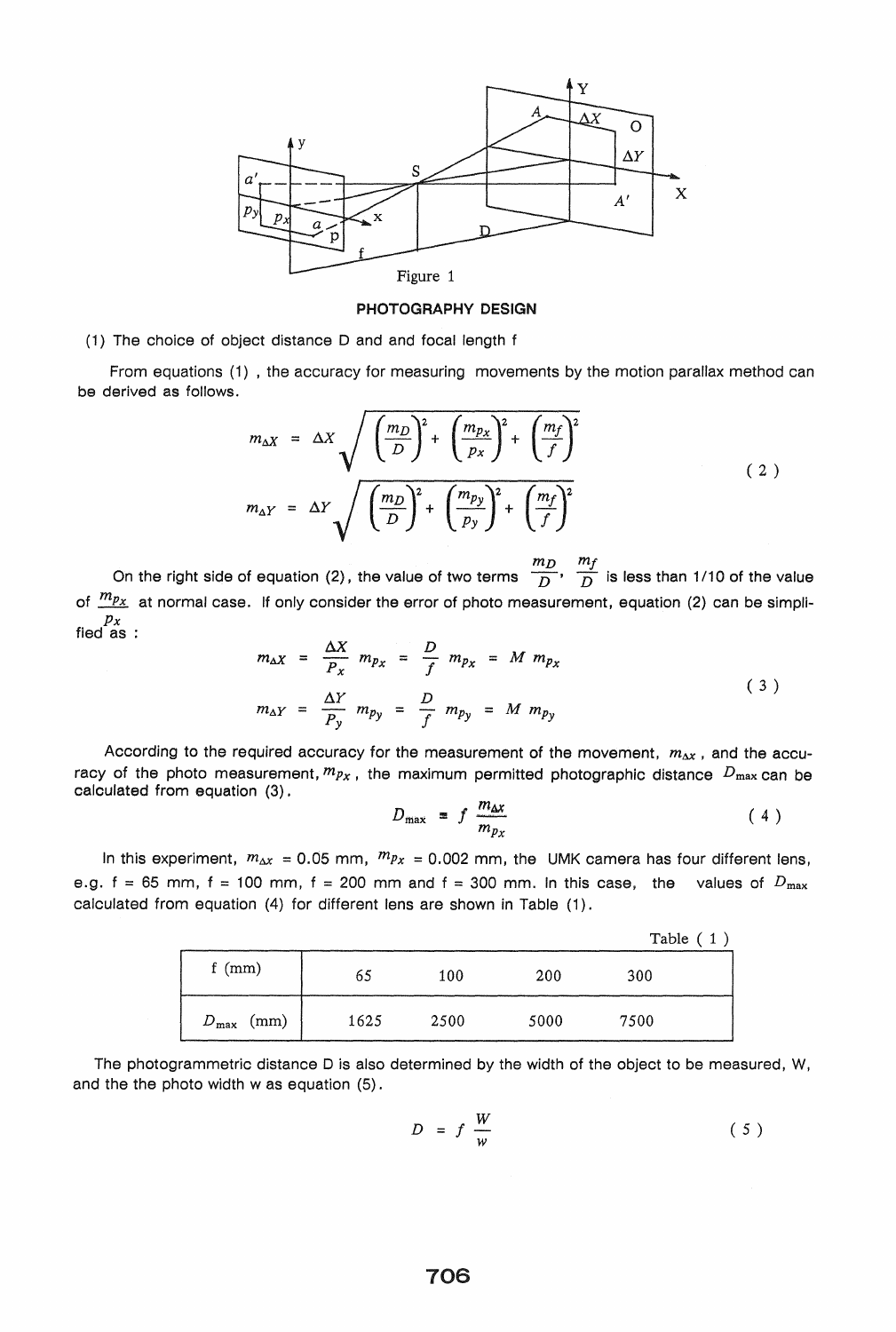Figure 1

**PHOTOGRAPHY DESIGN**

(1) The choice of object distance D and and focal length f

From equations (1) , the accuracy for measuring movements by the motion parallax method can be derived as follows.

$$m_{\Delta X} = \Delta X \sqrt{\left(\frac{m_D}{D}\right)^2 + \left(\frac{m_{Px}}{p_x}\right)^2 + \left(\frac{m_f}{f}\right)^2}$$

$$m_{\Delta Y} = \Delta Y \sqrt{\left(\frac{m_D}{D}\right)^2 + \left(\frac{m_{Py}}{p_y}\right)^2 + \left(\frac{m_f}{f}\right)^2} \qquad (2)$$

On the right side of equation (2), the value of two terms $\frac{m_D}{D}$, $\frac{m_f}{D}$ is less than 1/10 of the value of $\frac{m_{Px}}{p_x}$ at normal case. If only consider the error of photo measurement, equation (2) can be simplified as :

$$m_{\Delta X} = \frac{\Delta X}{P_x} m_{Px} = \frac{D}{f} m_{Px} = M\, m_{Px}$$

$$m_{\Delta Y} = \frac{\Delta Y}{P_y} m_{Py} = \frac{D}{f} m_{Py} = M\, m_{Py} \qquad (3)$$

According to the required accuracy for the measurement of the movement, $m_{\Delta x}$ , and the accuracy of the photo measurement, $m_{Px}$ , the maximum permitted photographic distance $D_{max}$ can be calculated from equation (3).

$$D_{max} = f \frac{m_{\Delta x}}{m_{Px}} \qquad (4)$$

In this experiment, $m_{\Delta x}$ = 0.05 mm, $m_{Px}$ = 0.002 mm, the UMK camera has four different lens, e.g. f = 65 mm, f = 100 mm, f = 200 mm and f = 300 mm. In this case, the values of $D_{max}$ calculated from equation (4) for different lens are shown in Table (1).

Table ( 1 )

| f (mm) | 65 | 100 | 200 | 300 |
|---|---|---|---|---|
| $D_{max}$ (mm) | 1625 | 2500 | 5000 | 7500 |

The photogrammetric distance D is also determined by the width of the object to be measured, W, and the the photo width w as equation (5).

$$D = f \frac{W}{w} \qquad (5)$$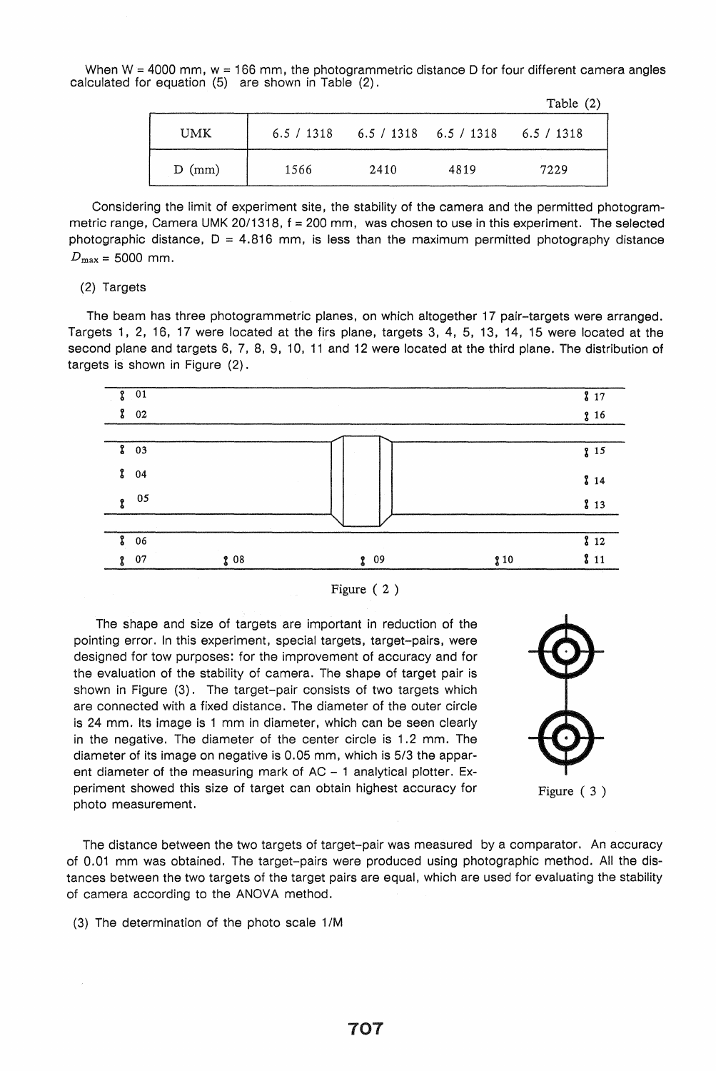When W = 4000 mm, w = 166 mm, the photogrammetric distance D for four different camera angles calculated for equation (5) are shown in Table (2).

Table (2)

| UMK | 6.5 / 1318 | 6.5 / 1318 | 6.5 / 1318 | 6.5 / 1318 |
|---|---|---|---|---|
| D (mm) | 1566 | 2410 | 4819 | 7229 |

Considering the limit of experiment site, the stability of the camera and the permitted photogrammetric range, Camera UMK 20/1318, f = 200 mm, was chosen to use in this experiment. The selected photographic distance, D = 4.816 mm, is less than the maximum permitted photography distance $D_{\max}$ = 5000 mm.

(2) Targets

The beam has three photogrammetric planes, on which altogether 17 pair-targets were arranged. Targets 1, 2, 16, 17 were located at the firs plane, targets 3, 4, 5, 13, 14, 15 were located at the second plane and targets 6, 7, 8, 9, 10, 11 and 12 were located at the third plane. The distribution of targets is shown in Figure (2).

Figure ( 2 )

The shape and size of targets are important in reduction of the pointing error. In this experiment, special targets, target-pairs, were designed for tow purposes: for the improvement of accuracy and for the evaluation of the stability of camera. The shape of target pair is shown in Figure (3). The target-pair consists of two targets which are connected with a fixed distance. The diameter of the outer circle is 24 mm. Its image is 1 mm in diameter, which can be seen clearly in the negative. The diameter of the center circle is 1.2 mm. The diameter of its image on negative is 0.05 mm, which is 5/3 the apparent diameter of the measuring mark of AC – 1 analytical plotter. Experiment showed this size of target can obtain highest accuracy for photo measurement.

Figure ( 3 )

The distance between the two targets of target-pair was measured by a comparator. An accuracy of 0.01 mm was obtained. The target-pairs were produced using photographic method. All the distances between the two targets of the target pairs are equal, which are used for evaluating the stability of camera according to the ANOVA method.

(3) The determination of the photo scale 1/M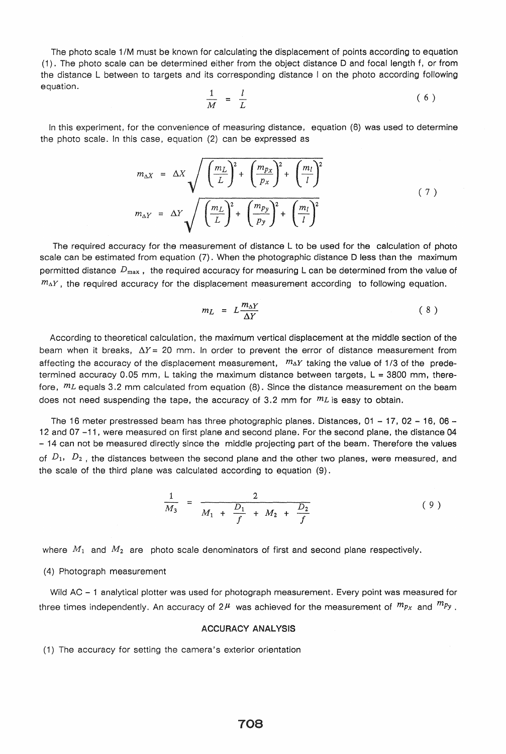The photo scale 1/M must be known for calculating the displacement of points according to equation (1). The photo scale can be determined either from the object distance D and focal length f, or from the distance L between to targets and its corresponding distance l on the photo according following equation.

$$\frac{1}{M} = \frac{l}{L} \tag{6}$$

In this experiment, for the convenience of measuring distance, equation (6) was used to determine the photo scale. In this case, equation (2) can be expressed as

$$\begin{aligned} m_{\Delta X} &= \Delta X \sqrt{\left(\frac{m_L}{L}\right)^2 + \left(\frac{m_{px}}{p_x}\right)^2 + \left(\frac{m_l}{l}\right)^2} \\ m_{\Delta Y} &= \Delta Y \sqrt{\left(\frac{m_L}{L}\right)^2 + \left(\frac{m_{py}}{p_y}\right)^2 + \left(\frac{m_l}{l}\right)^2} \end{aligned} \tag{7}$$

The required accuracy for the measurement of distance L to be used for the calculation of photo scale can be estimated from equation (7). When the photographic distance D less than the maximum permitted distance $D_{\max}$, the required accuracy for measuring L can be determined from the value of $m_{\Delta Y}$, the required accuracy for the displacement measurement according to following equation.

$$m_L = L\frac{m_{\Delta Y}}{\Delta Y} \tag{8}$$

According to theoretical calculation, the maximum vertical displacement at the middle section of the beam when it breaks, $\Delta Y$= 20 mm. In order to prevent the error of distance measurement from affecting the accuracy of the displacement measurement, $m_{\Delta Y}$ taking the value of 1/3 of the predetermined accuracy 0.05 mm, L taking the maximum distance between targets, L = 3800 mm, therefore, $m_L$ equals 3.2 mm calculated from equation (8). Since the distance measurement on the beam does not need suspending the tape, the accuracy of 3.2 mm for $m_L$ is easy to obtain.

The 16 meter prestressed beam has three photographic planes. Distances, 01 – 17, 02 – 16, 06 – 12 and 07 –11, were measured on first plane and second plane. For the second plane, the distance 04 – 14 can not be measured directly since the middle projecting part of the beam. Therefore the values of $D_1$, $D_2$, the distances between the second plane and the other two planes, were measured, and the scale of the third plane was calculated according to equation (9).

$$\frac{1}{M_3} = \frac{2}{M_1 + \frac{D_1}{f} + M_2 + \frac{D_2}{f}} \tag{9}$$

where $M_1$ and $M_2$ are photo scale denominators of first and second plane respectively.

(4) Photograph measurement

Wild AC – 1 analytical plotter was used for photograph measurement. Every point was measured for three times independently. An accuracy of 2$\mu$ was achieved for the measurement of $m_{px}$ and $m_{py}$.

## ACCURACY ANALYSIS

(1) The accuracy for setting the camera's exterior orientation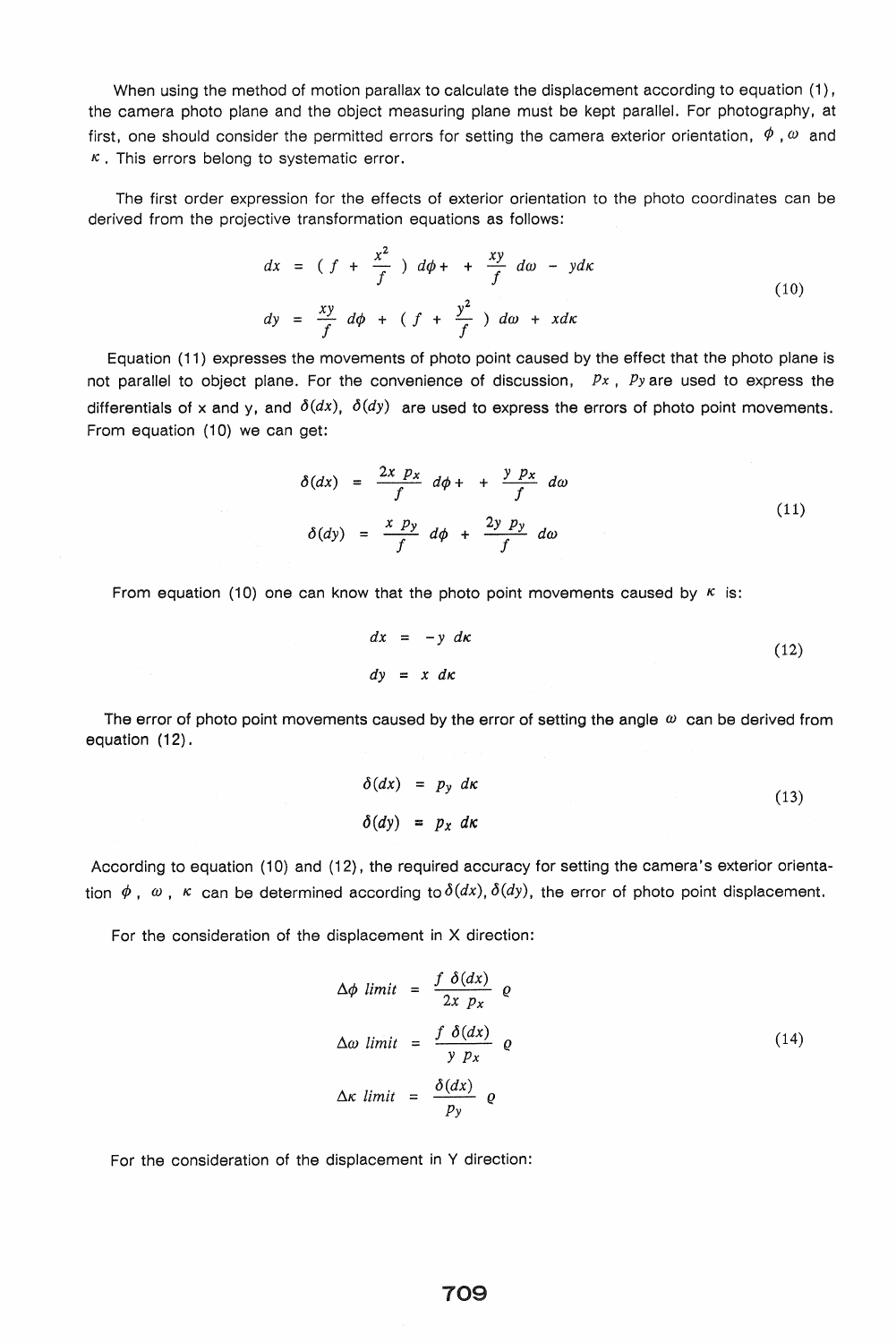When using the method of motion parallax to calculate the displacement according to equation (1), the camera photo plane and the object measuring plane must be kept parallel. For photography, at first, one should consider the permitted errors for setting the camera exterior orientation, $\phi$, $\omega$ and $\kappa$. This errors belong to systematic error.

The first order expression for the effects of exterior orientation to the photo coordinates can be derived from the projective transformation equations as follows:

$$
\begin{aligned}
dx &= \left( f + \frac{x^2}{f} \right) d\phi + + \frac{xy}{f} d\omega - y d\kappa \\
dy &= \frac{xy}{f} d\phi + \left( f + \frac{y^2}{f} \right) d\omega + x d\kappa
\end{aligned} \tag{10}
$$

Equation (11) expresses the movements of photo point caused by the effect that the photo plane is not parallel to object plane. For the convenience of discussion, $p_x$, $p_y$ are used to express the differentials of x and y, and $\delta(dx)$, $\delta(dy)$ are used to express the errors of photo point movements. From equation (10) we can get:

$$
\begin{aligned}
\delta(dx) &= \frac{2x\ p_x}{f} d\phi + + \frac{y\ p_x}{f} d\omega \\
\delta(dy) &= \frac{x\ p_y}{f} d\phi + \frac{2y\ p_y}{f} d\omega
\end{aligned} \tag{11}
$$

From equation (10) one can know that the photo point movements caused by $\kappa$ is:

$$
\begin{aligned}
dx &= -y\ d\kappa \\
dy &= x\ d\kappa
\end{aligned} \tag{12}
$$

The error of photo point movements caused by the error of setting the angle $\omega$ can be derived from equation (12).

$$
\begin{aligned}
\delta(dx) &= p_y\ d\kappa \\
\delta(dy) &= p_x\ d\kappa
\end{aligned} \tag{13}
$$

According to equation (10) and (12), the required accuracy for setting the camera's exterior orientation $\phi$, $\omega$, $\kappa$ can be determined according to $\delta(dx)$, $\delta(dy)$, the error of photo point displacement.

For the consideration of the displacement in X direction:

$$
\begin{aligned}
\Delta\phi\ limit &= \frac{f\ \delta(dx)}{2x\ p_x}\ \varrho \\
\Delta\omega\ limit &= \frac{f\ \delta(dx)}{y\ p_x}\ \varrho \\
\Delta\kappa\ limit &= \frac{\delta(dx)}{p_y}\ \varrho
\end{aligned} \tag{14}
$$

For the consideration of the displacement in Y direction: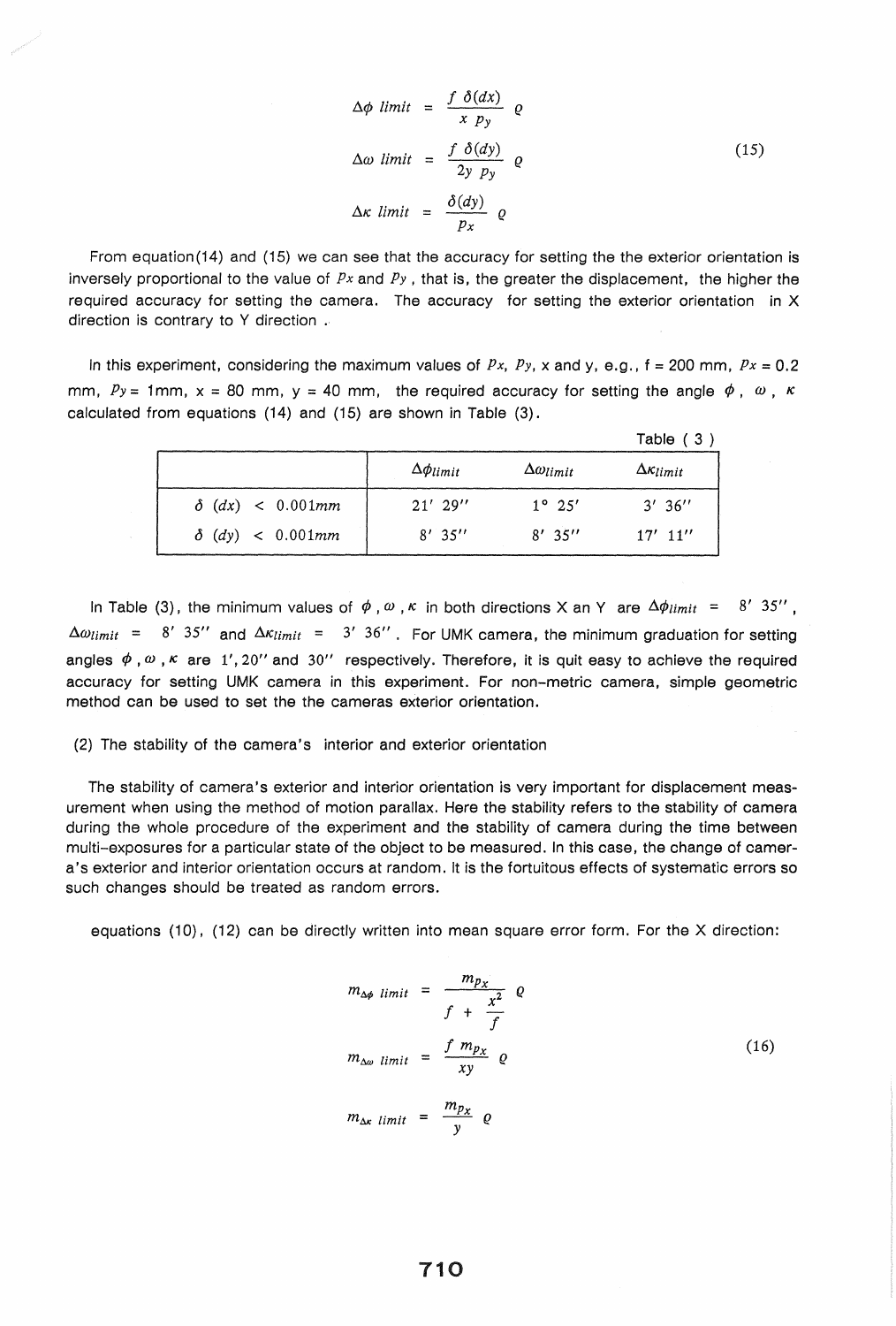$$\Delta\phi\ limit = \frac{f\ \delta(dx)}{x\ p_y}\ \varrho$$

$$\Delta\omega\ limit = \frac{f\ \delta(dy)}{2y\ p_y}\ \varrho \tag{15}$$

$$\Delta\kappa\ limit = \frac{\delta(dy)}{p_x}\ \varrho$$

From equation(14) and (15) we can see that the accuracy for setting the the exterior orientation is inversely proportional to the value of $p_x$ and $p_y$ , that is, the greater the displacement, the higher the required accuracy for setting the camera. The accuracy for setting the exterior orientation in X direction is contrary to Y direction .

In this experiment, considering the maximum values of $p_x$, $p_y$, x and y, e.g., f = 200 mm, $p_x$ = 0.2 mm, $p_y$ = 1mm, x = 80 mm, y = 40 mm, the required accuracy for setting the angle $\phi$ , $\omega$ , $\kappa$ calculated from equations (14) and (15) are shown in Table (3).

Table ( 3 )

| | $\Delta\phi_{limit}$ | $\Delta\omega_{limit}$ | $\Delta\kappa_{limit}$ |
|---|---|---|---|
| $\delta\ (dx)\ <\ 0.001mm$ | 21′ 29″ | 1° 25′ | 3′ 36″ |
| $\delta\ (dy)\ <\ 0.001mm$ | 8′ 35″ | 8′ 35″ | 17′ 11″ |

In Table (3), the minimum values of $\phi$ , $\omega$ , $\kappa$ in both directions X an Y are $\Delta\phi_{limit}$ = 8′ 35″ , $\Delta\omega_{limit}$ = 8′ 35″ and $\Delta\kappa_{limit}$ = 3′ 36″ . For UMK camera, the minimum graduation for setting angles $\phi$ , $\omega$ , $\kappa$ are 1′, 20″ and 30″ respectively. Therefore, it is quit easy to achieve the required accuracy for setting UMK camera in this experiment. For non-metric camera, simple geometric method can be used to set the the cameras exterior orientation.

(2) The stability of the camera's interior and exterior orientation

The stability of camera's exterior and interior orientation is very important for displacement measurement when using the method of motion parallax. Here the stability refers to the stability of camera during the whole procedure of the experiment and the stability of camera during the time between multi-exposures for a particular state of the object to be measured. In this case, the change of camera's exterior and interior orientation occurs at random. It is the fortuitous effects of systematic errors so such changes should be treated as random errors.

equations (10), (12) can be directly written into mean square error form. For the X direction:

$$m_{\Delta\phi\ limit} = \frac{m_{p_x}}{f + \dfrac{x^2}{f}}\ \varrho$$

$$m_{\Delta\omega\ limit} = \frac{f\ m_{p_x}}{xy}\ \varrho \tag{16}$$

$$m_{\Delta\kappa\ limit} = \frac{m_{p_x}}{y}\ \varrho$$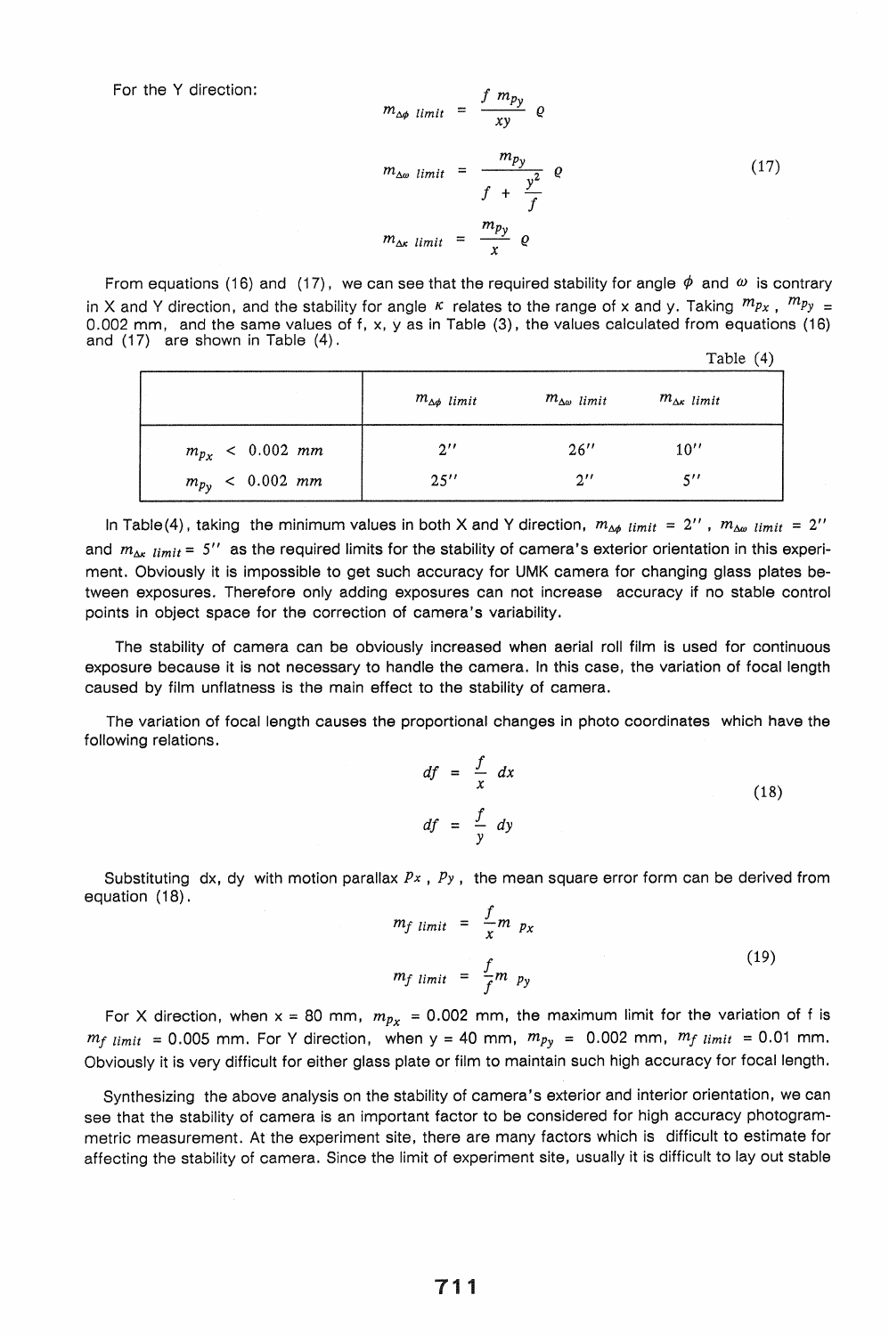For the Y direction:

$$m_{\Delta\phi\ limit} = \frac{f\ m_{p_y}}{xy}\ \varrho$$

$$m_{\Delta\omega\ limit} = \frac{m_{p_y}}{f + \frac{y^2}{f}}\ \varrho \tag{17}$$

$$m_{\Delta\kappa\ limit} = \frac{m_{p_y}}{x}\ \varrho$$

From equations (16) and (17), we can see that the required stability for angle $\phi$ and $\omega$ is contrary in X and Y direction, and the stability for angle $\kappa$ relates to the range of x and y. Taking $m_{px}$, $m_{py}$ = 0.002 mm, and the same values of f, x, y as in Table (3), the values calculated from equations (16) and (17) are shown in Table (4).

Table (4)

| | $m_{\Delta\phi\ limit}$ | $m_{\Delta\omega\ limit}$ | $m_{\Delta\kappa\ limit}$ |
|---|---|---|---|
| $m_{p_x} < 0.002\ mm$ | 2'' | 26'' | 10'' |
| $m_{p_y} < 0.002\ mm$ | 25'' | 2'' | 5'' |

In Table(4), taking the minimum values in both X and Y direction, $m_{\Delta\phi\ limit}$ = 2'', $m_{\Delta\omega\ limit}$ = 2'' and $m_{\Delta\kappa\ limit}$ = 5'' as the required limits for the stability of camera's exterior orientation in this experiment. Obviously it is impossible to get such accuracy for UMK camera for changing glass plates between exposures. Therefore only adding exposures can not increase accuracy if no stable control points in object space for the correction of camera's variability.

The stability of camera can be obviously increased when aerial roll film is used for continuous exposure because it is not necessary to handle the camera. In this case, the variation of focal length caused by film unflatness is the main effect to the stability of camera.

The variation of focal length causes the proportional changes in photo coordinates which have the following relations.

$$df = \frac{f}{x}\ dx$$

$$df = \frac{f}{y}\ dy \tag{18}$$

Substituting dx, dy with motion parallax $P_x$, $P_y$, the mean square error form can be derived from equation (18).

$$m_{f\ limit} = \frac{f}{x} m\ p_x$$

$$m_{f\ limit} = \frac{f}{f} m\ p_y \tag{19}$$

For X direction, when x = 80 mm, $m_{p_x}$ = 0.002 mm, the maximum limit for the variation of f is $m_{f\ limit}$ = 0.005 mm. For Y direction, when y = 40 mm, $m_{p_y}$ = 0.002 mm, $m_{f\ limit}$ = 0.01 mm. Obviously it is very difficult for either glass plate or film to maintain such high accuracy for focal length.

Synthesizing the above analysis on the stability of camera's exterior and interior orientation, we can see that the stability of camera is an important factor to be considered for high accuracy photogrammetric measurement. At the experiment site, there are many factors which is difficult to estimate for affecting the stability of camera. Since the limit of experiment site, usually it is difficult to lay out stable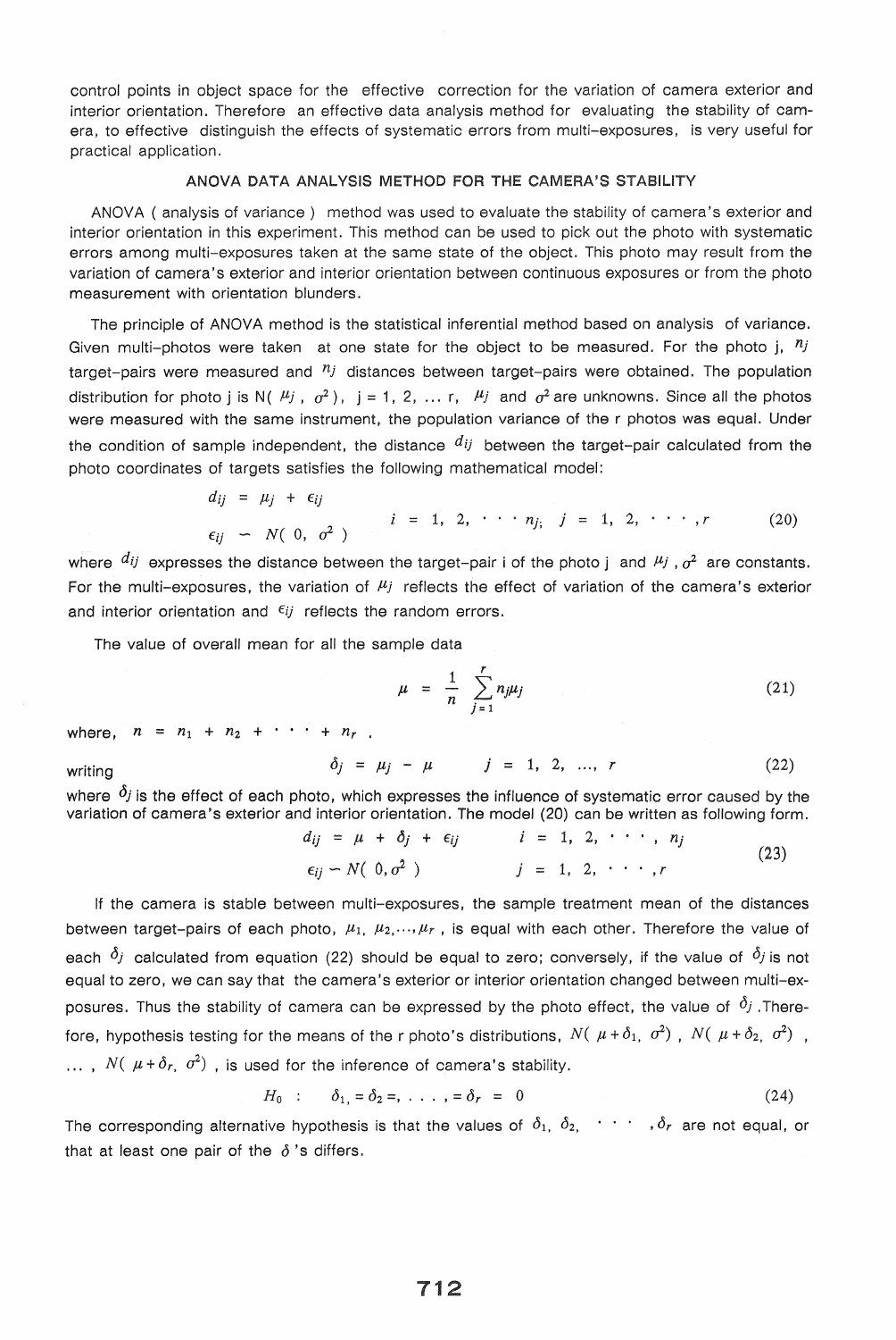control points in object space for the effective correction for the variation of camera exterior and interior orientation. Therefore an effective data analysis method for evaluating the stability of camera, to effective distinguish the effects of systematic errors from multi-exposures, is very useful for practical application.

## ANOVA DATA ANALYSIS METHOD FOR THE CAMERA'S STABILITY

ANOVA ( analysis of variance ) method was used to evaluate the stability of camera's exterior and interior orientation in this experiment. This method can be used to pick out the photo with systematic errors among multi-exposures taken at the same state of the object. This photo may result from the variation of camera's exterior and interior orientation between continuous exposures or from the photo measurement with orientation blunders.

The principle of ANOVA method is the statistical inferential method based on analysis of variance. Given multi-photos were taken at one state for the object to be measured. For the photo j, $n_j$ target-pairs were measured and $n_j$ distances between target-pairs were obtained. The population distribution for photo j is N( $\mu_j$ , $\sigma^2$ ), j = 1, 2, ... r, $\mu_j$ and $\sigma^2$ are unknowns. Since all the photos were measured with the same instrument, the population variance of the r photos was equal. Under the condition of sample independent, the distance $d_{ij}$ between the target-pair calculated from the photo coordinates of targets satisfies the following mathematical model:

$$\begin{aligned} d_{ij} &= \mu_j + \epsilon_{ij} \\ \epsilon_{ij} &\sim N(0, \sigma^2) \end{aligned} \qquad i = 1, 2, \cdots n_j; \; j = 1, 2, \cdots, r \tag{20}$$

where $d_{ij}$ expresses the distance between the target-pair i of the photo j and $\mu_j$ , $\sigma^2$ are constants. For the multi-exposures, the variation of $\mu_j$ reflects the effect of variation of the camera's exterior and interior orientation and $\epsilon_{ij}$ reflects the random errors.

The value of overall mean for all the sample data

$$\mu = \frac{1}{n} \sum_{j=1}^{r} n_j \mu_j \tag{21}$$

where, $n = n_1 + n_2 + \cdots + n_r$ .

writing

$$\delta_j = \mu_j - \mu \qquad j = 1, 2, \ldots, r \tag{22}$$

where $\delta_j$ is the effect of each photo, which expresses the influence of systematic error caused by the variation of camera's exterior and interior orientation. The model (20) can be written as following form.

$$\begin{aligned} d_{ij} &= \mu + \delta_j + \epsilon_{ij} \qquad & i = 1, 2, \cdots, n_j \\ \epsilon_{ij} &\sim N(0, \sigma^2) \qquad & j = 1, 2, \cdots, r \end{aligned} \tag{23}$$

If the camera is stable between multi-exposures, the sample treatment mean of the distances between target-pairs of each photo, $\mu_1, \mu_2, \ldots, \mu_r$ , is equal with each other. Therefore the value of each $\delta_j$ calculated from equation (22) should be equal to zero; conversely, if the value of $\delta_j$ is not equal to zero, we can say that the camera's exterior or interior orientation changed between multi-exposures. Thus the stability of camera can be expressed by the photo effect, the value of $\delta_j$ .Therefore, hypothesis testing for the means of the r photo's distributions, $N(\mu+\delta_1, \sigma^2)$ , $N(\mu+\delta_2, \sigma^2)$ , ... , $N(\mu+\delta_r, \sigma^2)$ , is used for the inference of camera's stability.

$$H_0 : \quad \delta_1, = \delta_2 =, \ldots, = \delta_r = 0 \tag{24}$$

The corresponding alternative hypothesis is that the values of $\delta_1, \delta_2, \cdots, \delta_r$ are not equal, or that at least one pair of the $\delta$ 's differs.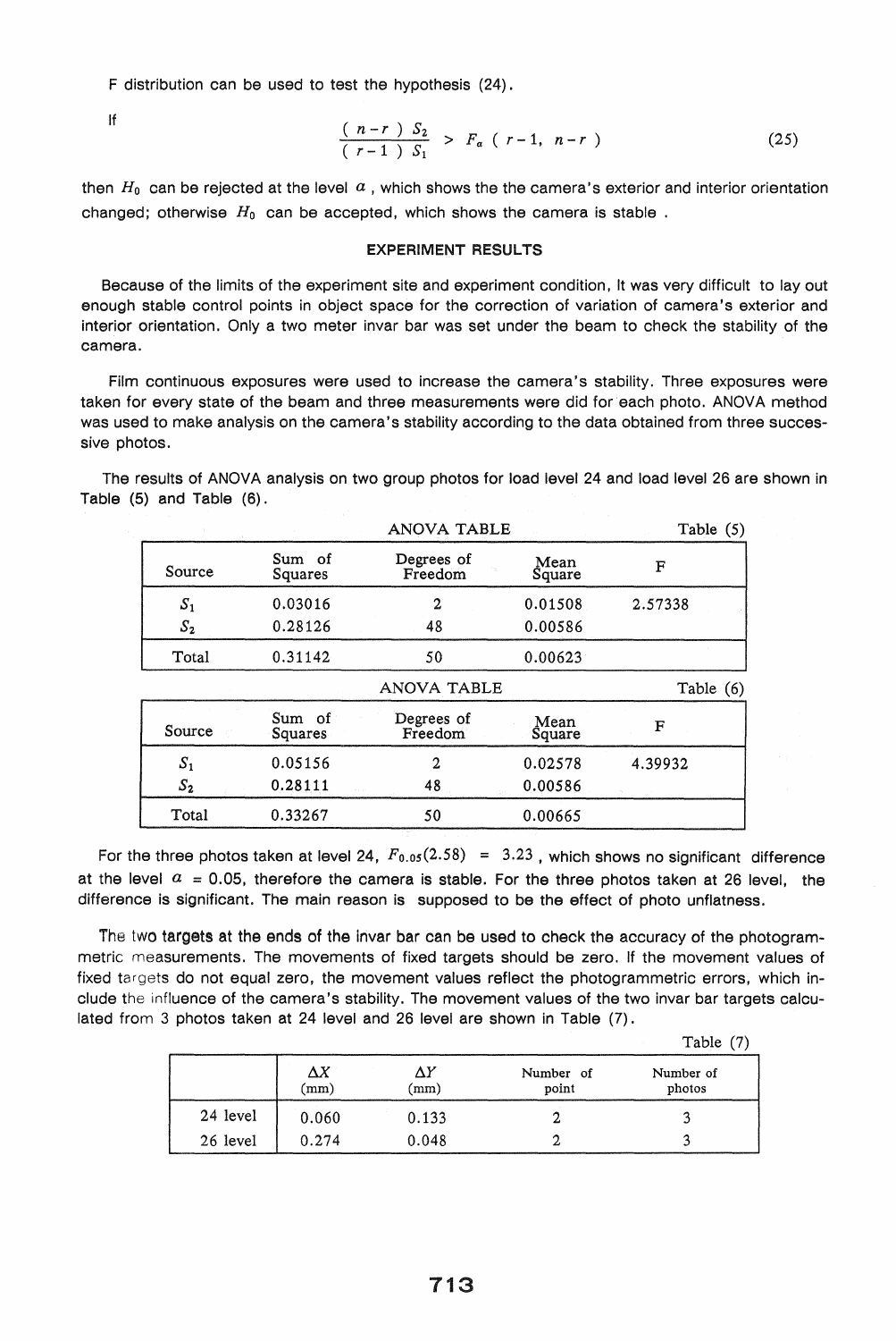F distribution can be used to test the hypothesis (24).

If

$$\frac{(n-r)\,S_2}{(r-1)\,S_1} > F_\alpha\,(r-1,\ n-r) \tag{25}$$

then $H_0$ can be rejected at the level $\alpha$, which shows the the camera's exterior and interior orientation changed; otherwise $H_0$ can be accepted, which shows the camera is stable .

## EXPERIMENT RESULTS

Because of the limits of the experiment site and experiment condition, It was very difficult to lay out enough stable control points in object space for the correction of variation of camera's exterior and interior orientation. Only a two meter invar bar was set under the beam to check the stability of the camera.

Film continuous exposures were used to increase the camera's stability. Three exposures were taken for every state of the beam and three measurements were did for each photo. ANOVA method was used to make analysis on the camera's stability according to the data obtained from three successive photos.

The results of ANOVA analysis on two group photos for load level 24 and load level 26 are shown in Table (5) and Table (6).

ANOVA TABLE — Table (5)

| Source | Sum of Squares | Degrees of Freedom | Mean Square | F |
|---|---|---|---|---|
| $S_1$ | 0.03016 | 2 | 0.01508 | 2.57338 |
| $S_2$ | 0.28126 | 48 | 0.00586 | |
| Total | 0.31142 | 50 | 0.00623 | |

ANOVA TABLE — Table (6)

| Source | Sum of Squares | Degrees of Freedom | Mean Square | F |
|---|---|---|---|---|
| $S_1$ | 0.05156 | 2 | 0.02578 | 4.39932 |
| $S_2$ | 0.28111 | 48 | 0.00586 | |
| Total | 0.33267 | 50 | 0.00665 | |

For the three photos taken at level 24, $F_{0.05}(2.58) = 3.23$ , which shows no significant difference at the level $\alpha = 0.05$, therefore the camera is stable. For the three photos taken at 26 level, the difference is significant. The main reason is supposed to be the effect of photo unflatness.

The two targets at the ends of the invar bar can be used to check the accuracy of the photogrammetric measurements. The movements of fixed targets should be zero. If the movement values of fixed targets do not equal zero, the movement values reflect the photogrammetric errors, which include the influence of the camera's stability. The movement values of the two invar bar targets calculated from 3 photos taken at 24 level and 26 level are shown in Table (7).

Table (7)

| | $\Delta X$ (mm) | $\Delta Y$ (mm) | Number of point | Number of photos |
|---|---|---|---|---|
| 24 level | 0.060 | 0.133 | 2 | 3 |
| 26 level | 0.274 | 0.048 | 2 | 3 |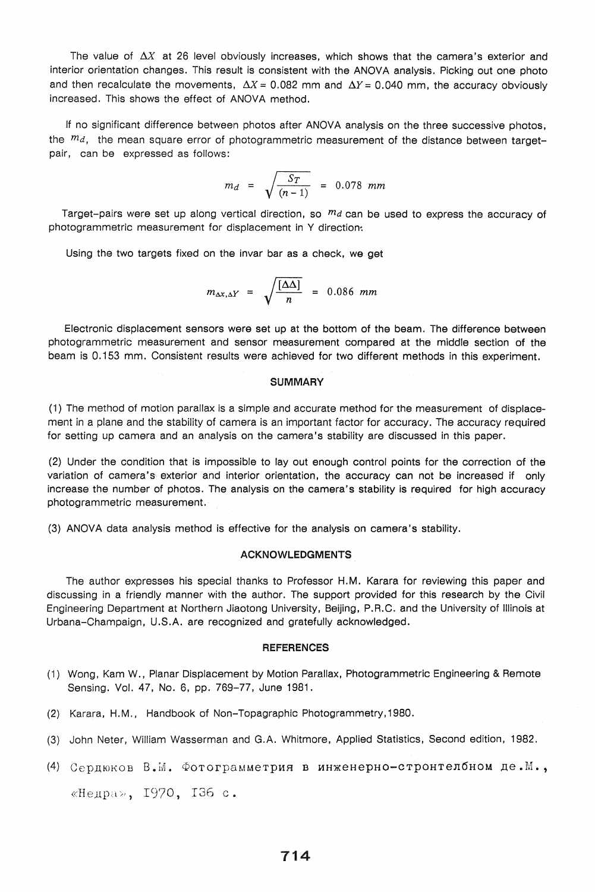The value of $\Delta X$ at 26 level obviously increases, which shows that the camera's exterior and interior orientation changes. This result is consistent with the ANOVA analysis. Picking out one photo and then recalculate the movements, $\Delta X = 0.082$ mm and $\Delta Y = 0.040$ mm, the accuracy obviously increased. This shows the effect of ANOVA method.

If no significant difference between photos after ANOVA analysis on the three successive photos, the $m_d$, the mean square error of photogrammetric measurement of the distance between target-pair, can be expressed as follows:

$$m_d = \sqrt{\frac{S_T}{(n-1)}} = 0.078 \ mm$$

Target-pairs were set up along vertical direction, so $m_d$ can be used to express the accuracy of photogrammetric measurement for displacement in Y direction.

Using the two targets fixed on the invar bar as a check, we get

$$m_{\Delta X, \Delta Y} = \sqrt{\frac{[\Delta\Delta]}{n}} = 0.086 \ mm$$

Electronic displacement sensors were set up at the bottom of the beam. The difference between photogrammetric measurement and sensor measurement compared at the middle section of the beam is 0.153 mm. Consistent results were achieved for two different methods in this experiment.

## SUMMARY

(1) The method of motion parallax is a simple and accurate method for the measurement of displacement in a plane and the stability of camera is an important factor for accuracy. The accuracy required for setting up camera and an analysis on the camera's stability are discussed in this paper.

(2) Under the condition that is impossible to lay out enough control points for the correction of the variation of camera's exterior and interior orientation, the accuracy can not be increased if only increase the number of photos. The analysis on the camera's stability is required for high accuracy photogrammetric measurement.

(3) ANOVA data analysis method is effective for the analysis on camera's stability.

## ACKNOWLEDGMENTS

The author expresses his special thanks to Professor H.M. Karara for reviewing this paper and discussing in a friendly manner with the author. The support provided for this research by the Civil Engineering Department at Northern Jiaotong University, Beijing, P.R.C. and the University of Illinois at Urbana-Champaign, U.S.A. are recognized and gratefully acknowledged.

## REFERENCES

(1) Wong, Kam W., Planar Displacement by Motion Parallax, Photogrammetric Engineering & Remote Sensing. Vol. 47, No. 6, pp. 769-77, June 1981.

(2) Karara, H.M., Handbook of Non-Topagraphic Photogrammetry,1980.

(3) John Neter, William Wasserman and G.A. Whitmore, Applied Statistics, Second edition, 1982.

(4) Сердюков В.М. Фотограмметрия в инженерно-стронтелбном де.М., «Недра», 1970, 136 с.